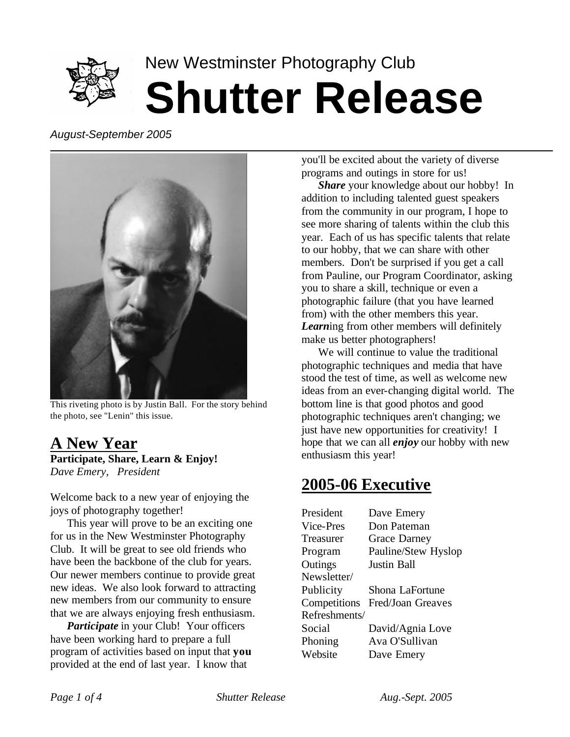New Westminster Photography Club

# Shutter Release

*August-September 2005*

This riveting photo is by Justin Ball. For the story behind the photo, see "Lenin" this issue.

## A New Year

**Participate, Share, Learn & Enjoy!**
*Dave Emery, President*

Welcome back to a new year of enjoying the joys of photography together!

This year will prove to be an exciting one for us in the New Westminster Photography Club. It will be great to see old friends who have been the backbone of the club for years. Our newer members continue to provide great new ideas. We also look forward to attracting new members from our community to ensure that we are always enjoying fresh enthusiasm.

***Participate*** in your Club! Your officers have been working hard to prepare a full program of activities based on input that **you** provided at the end of last year. I know that you'll be excited about the variety of diverse programs and outings in store for us!

***Share*** your knowledge about our hobby! In addition to including talented guest speakers from the community in our program, I hope to see more sharing of talents within the club this year. Each of us has specific talents that relate to our hobby, that we can share with other members. Don't be surprised if you get a call from Pauline, our Program Coordinator, asking you to share a skill, technique or even a photographic failure (that you have learned from) with the other members this year. ***Learn***ing from other members will definitely make us better photographers!

We will continue to value the traditional photographic techniques and media that have stood the test of time, as well as welcome new ideas from an ever-changing digital world. The bottom line is that good photos and good photographic techniques aren't changing; we just have new opportunities for creativity! I hope that we can all ***enjoy*** our hobby with new enthusiasm this year!

## 2005-06 Executive

| | |
|---|---|
| President | Dave Emery |
| Vice-Pres | Don Pateman |
| Treasurer | Grace Darney |
| Program | Pauline/Stew Hyslop |
| Outings | Justin Ball |
| Newsletter/ Publicity | Shona LaFortune |
| Competitions | Fred/Joan Greaves |
| Refreshments/ Social | David/Agnia Love |
| Phoning | Ava O'Sullivan |
| Website | Dave Emery |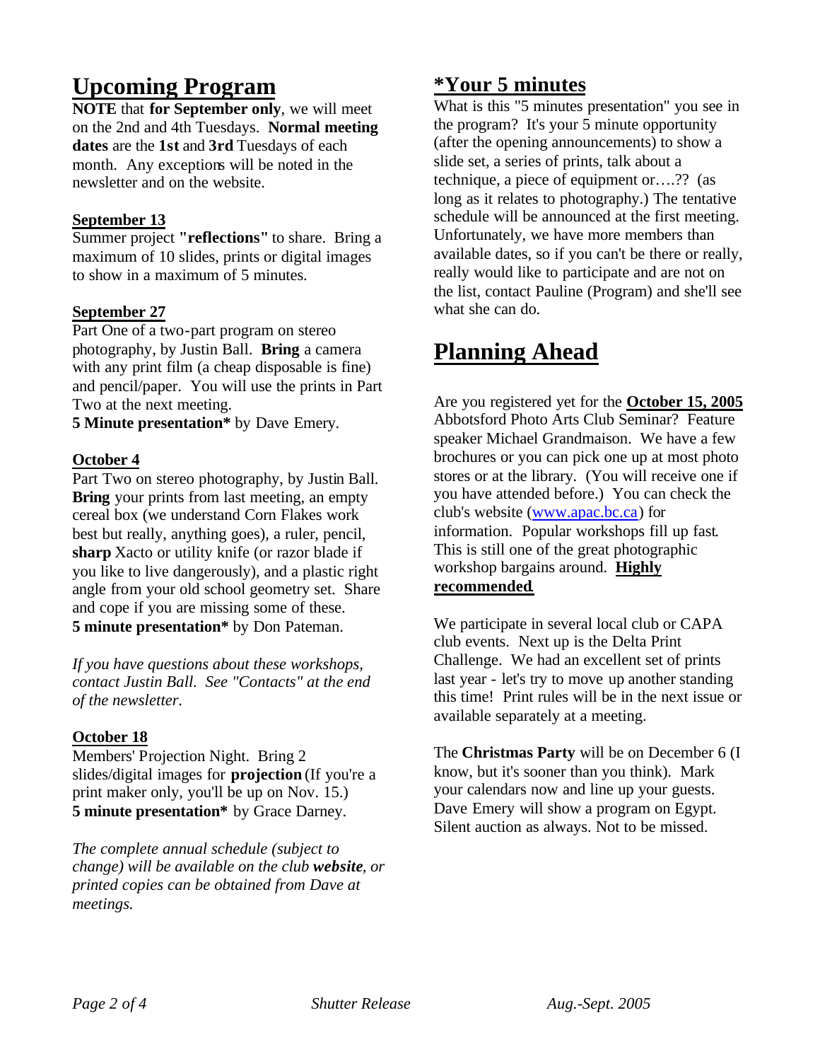# Upcoming Program

**NOTE** that **for September only**, we will meet on the 2nd and 4th Tuesdays. **Normal meeting dates** are the **1st** and **3rd** Tuesdays of each month. Any exceptions will be noted in the newsletter and on the website.

**September 13**

Summer project **"reflections"** to share. Bring a maximum of 10 slides, prints or digital images to show in a maximum of 5 minutes.

**September 27**

Part One of a two-part program on stereo photography, by Justin Ball. **Bring** a camera with any print film (a cheap disposable is fine) and pencil/paper. You will use the prints in Part Two at the next meeting.
**5 Minute presentation*** by Dave Emery.

**October 4**

Part Two on stereo photography, by Justin Ball. **Bring** your prints from last meeting, an empty cereal box (we understand Corn Flakes work best but really, anything goes), a ruler, pencil, **sharp** Xacto or utility knife (or razor blade if you like to live dangerously), and a plastic right angle from your old school geometry set. Share and cope if you are missing some of these.
**5 minute presentation*** by Don Pateman.

*If you have questions about these workshops, contact Justin Ball. See "Contacts" at the end of the newsletter.*

**October 18**

Members' Projection Night. Bring 2 slides/digital images for **projection** (If you're a print maker only, you'll be up on Nov. 15.)
**5 minute presentation*** by Grace Darney.

*The complete annual schedule (subject to change) will be available on the club **website**, or printed copies can be obtained from Dave at meetings.*

## *Your 5 minutes

What is this "5 minutes presentation" you see in the program? It's your 5 minute opportunity (after the opening announcements) to show a slide set, a series of prints, talk about a technique, a piece of equipment or….?? (as long as it relates to photography.) The tentative schedule will be announced at the first meeting. Unfortunately, we have more members than available dates, so if you can't be there or really, really would like to participate and are not on the list, contact Pauline (Program) and she'll see what she can do.

# Planning Ahead

Are you registered yet for the **October 15, 2005** Abbotsford Photo Arts Club Seminar? Feature speaker Michael Grandmaison. We have a few brochures or you can pick one up at most photo stores or at the library. (You will receive one if you have attended before.) You can check the club's website (www.apac.bc.ca) for information. Popular workshops fill up fast. This is still one of the great photographic workshop bargains around. **Highly recommended.**

We participate in several local club or CAPA club events. Next up is the Delta Print Challenge. We had an excellent set of prints last year - let's try to move up another standing this time! Print rules will be in the next issue or available separately at a meeting.

The **Christmas Party** will be on December 6 (I know, but it's sooner than you think). Mark your calendars now and line up your guests. Dave Emery will show a program on Egypt. Silent auction as always. Not to be missed.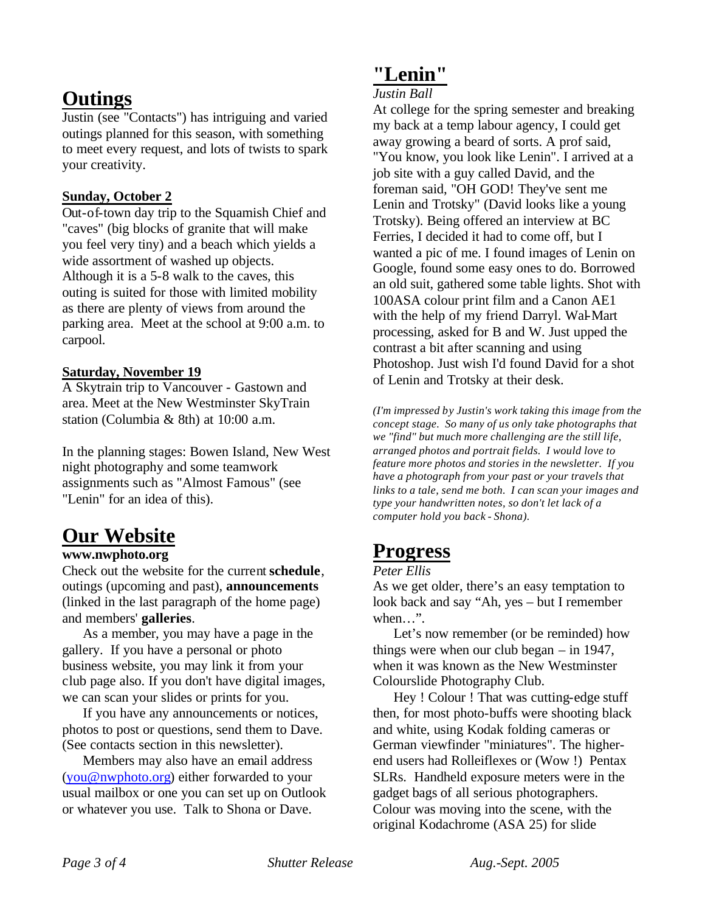# Outings

Justin (see "Contacts") has intriguing and varied outings planned for this season, with something to meet every request, and lots of twists to spark your creativity.

**Sunday, October 2**

Out-of-town day trip to the Squamish Chief and "caves" (big blocks of granite that will make you feel very tiny) and a beach which yields a wide assortment of washed up objects. Although it is a 5-8 walk to the caves, this outing is suited for those with limited mobility as there are plenty of views from around the parking area. Meet at the school at 9:00 a.m. to carpool.

**Saturday, November 19**

A Skytrain trip to Vancouver - Gastown and area. Meet at the New Westminster SkyTrain station (Columbia & 8th) at 10:00 a.m.

In the planning stages: Bowen Island, New West night photography and some teamwork assignments such as "Almost Famous" (see "Lenin" for an idea of this).

# Our Website

**www.nwphoto.org**

Check out the website for the current **schedule**, outings (upcoming and past), **announcements** (linked in the last paragraph of the home page) and members' **galleries**.

As a member, you may have a page in the gallery. If you have a personal or photo business website, you may link it from your club page also. If you don't have digital images, we can scan your slides or prints for you.

If you have any announcements or notices, photos to post or questions, send them to Dave. (See contacts section in this newsletter).

Members may also have an email address (you@nwphoto.org) either forwarded to your usual mailbox or one you can set up on Outlook or whatever you use. Talk to Shona or Dave.

# "Lenin"

*Justin Ball*

At college for the spring semester and breaking my back at a temp labour agency, I could get away growing a beard of sorts. A prof said, "You know, you look like Lenin". I arrived at a job site with a guy called David, and the foreman said, "OH GOD! They've sent me Lenin and Trotsky" (David looks like a young Trotsky). Being offered an interview at BC Ferries, I decided it had to come off, but I wanted a pic of me. I found images of Lenin on Google, found some easy ones to do. Borrowed an old suit, gathered some table lights. Shot with 100ASA colour print film and a Canon AE1 with the help of my friend Darryl. Wal-Mart processing, asked for B and W. Just upped the contrast a bit after scanning and using Photoshop. Just wish I'd found David for a shot of Lenin and Trotsky at their desk.

*(I'm impressed by Justin's work taking this image from the concept stage. So many of us only take photographs that we "find" but much more challenging are the still life, arranged photos and portrait fields. I would love to feature more photos and stories in the newsletter. If you have a photograph from your past or your travels that links to a tale, send me both. I can scan your images and type your handwritten notes, so don't let lack of a computer hold you back - Shona).*

# Progress

*Peter Ellis*

As we get older, there's an easy temptation to look back and say "Ah, yes – but I remember when…".

Let's now remember (or be reminded) how things were when our club began – in 1947, when it was known as the New Westminster Colourslide Photography Club.

Hey ! Colour ! That was cutting-edge stuff then, for most photo-buffs were shooting black and white, using Kodak folding cameras or German viewfinder "miniatures". The higher-end users had Rolleiflexes or (Wow !) Pentax SLRs. Handheld exposure meters were in the gadget bags of all serious photographers. Colour was moving into the scene, with the original Kodachrome (ASA 25) for slide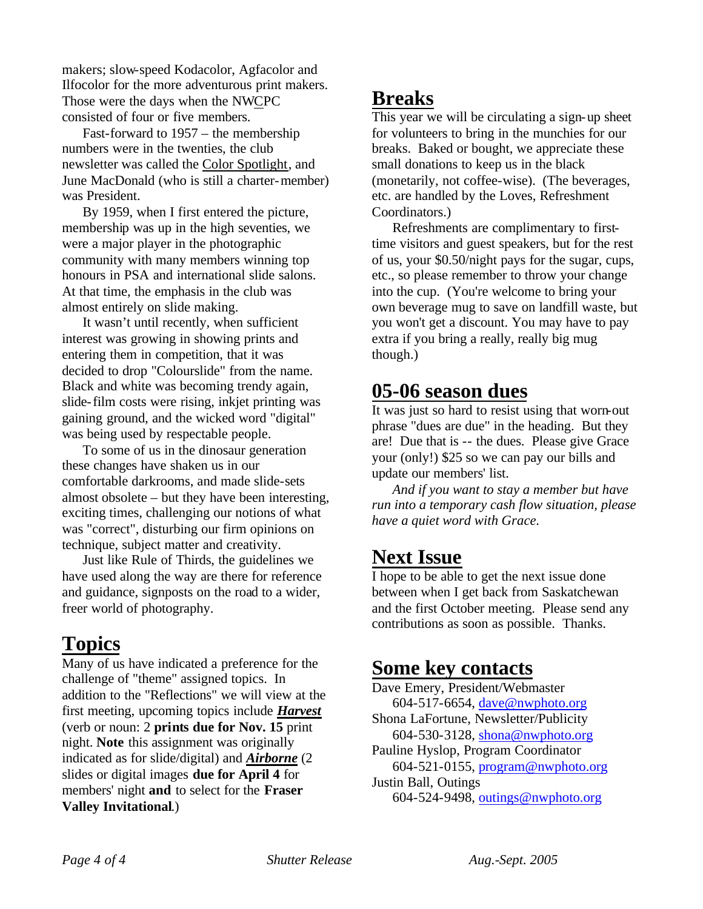makers; slow-speed Kodacolor, Agfacolor and Ilfocolor for the more adventurous print makers. Those were the days when the NWCPC consisted of four or five members.

Fast-forward to 1957 – the membership numbers were in the twenties, the club newsletter was called the Color Spotlight, and June MacDonald (who is still a charter-member) was President.

By 1959, when I first entered the picture, membership was up in the high seventies, we were a major player in the photographic community with many members winning top honours in PSA and international slide salons. At that time, the emphasis in the club was almost entirely on slide making.

It wasn't until recently, when sufficient interest was growing in showing prints and entering them in competition, that it was decided to drop "Colourslide" from the name. Black and white was becoming trendy again, slide-film costs were rising, inkjet printing was gaining ground, and the wicked word "digital" was being used by respectable people.

To some of us in the dinosaur generation these changes have shaken us in our comfortable darkrooms, and made slide-sets almost obsolete – but they have been interesting, exciting times, challenging our notions of what was "correct", disturbing our firm opinions on technique, subject matter and creativity.

Just like Rule of Thirds, the guidelines we have used along the way are there for reference and guidance, signposts on the road to a wider, freer world of photography.

## Topics

Many of us have indicated a preference for the challenge of "theme" assigned topics. In addition to the "Reflections" we will view at the first meeting, upcoming topics include ***Harvest*** (verb or noun: 2 **prints due for Nov. 15** print night. **Note** this assignment was originally indicated as for slide/digital) and ***Airborne*** (2 slides or digital images **due for April 4** for members' night **and** to select for the **Fraser Valley Invitational**.)

## Breaks

This year we will be circulating a sign-up sheet for volunteers to bring in the munchies for our breaks. Baked or bought, we appreciate these small donations to keep us in the black (monetarily, not coffee-wise). (The beverages, etc. are handled by the Loves, Refreshment Coordinators.)

Refreshments are complimentary to first-time visitors and guest speakers, but for the rest of us, your $0.50/night pays for the sugar, cups, etc., so please remember to throw your change into the cup. (You're welcome to bring your own beverage mug to save on landfill waste, but you won't get a discount. You may have to pay extra if you bring a really, really big mug though.)

## 05-06 season dues

It was just so hard to resist using that worn-out phrase "dues are due" in the heading. But they are! Due that is -- the dues. Please give Grace your (only!) $25 so we can pay our bills and update our members' list.

*And if you want to stay a member but have run into a temporary cash flow situation, please have a quiet word with Grace.*

## Next Issue

I hope to be able to get the next issue done between when I get back from Saskatchewan and the first October meeting. Please send any contributions as soon as possible. Thanks.

## Some key contacts

Dave Emery, President/Webmaster
604-517-6654, dave@nwphoto.org
Shona LaFortune, Newsletter/Publicity
604-530-3128, shona@nwphoto.org
Pauline Hyslop, Program Coordinator
604-521-0155, program@nwphoto.org
Justin Ball, Outings
604-524-9498, outings@nwphoto.org